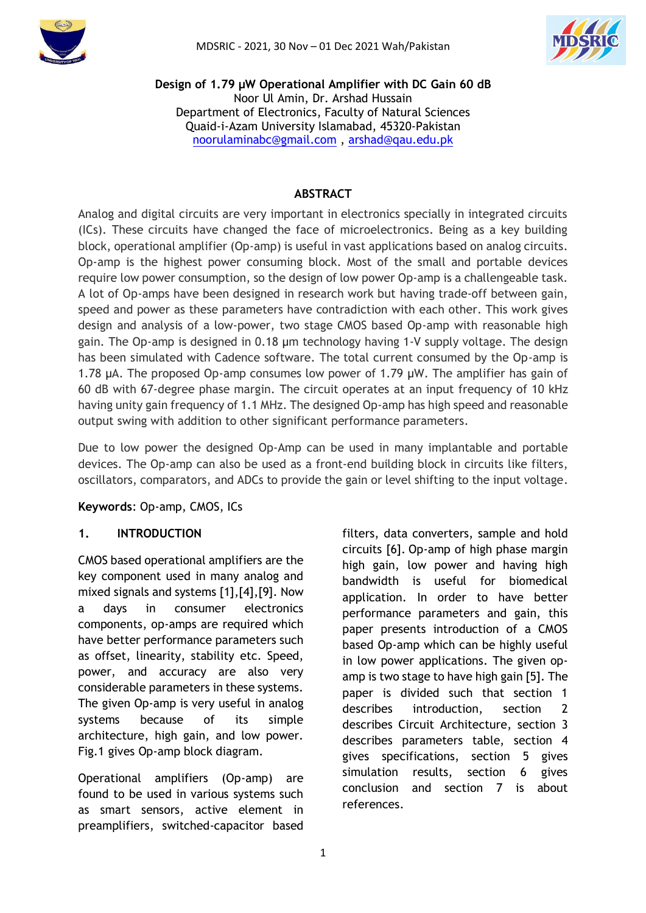# Design of 1.79 µW Operational Amplifier with DC Gain 60 dB

Noor Ul Amin, Dr. Arshad Hussain
Department of Electronics, Faculty of Natural Sciences
Quaid-i-Azam University Islamabad, 45320-Pakistan
noorulaminabc@gmail.com , arshad@qau.edu.pk

## ABSTRACT

Analog and digital circuits are very important in electronics specially in integrated circuits (ICs). These circuits have changed the face of microelectronics. Being as a key building block, operational amplifier (Op-amp) is useful in vast applications based on analog circuits. Op-amp is the highest power consuming block. Most of the small and portable devices require low power consumption, so the design of low power Op-amp is a challengeable task. A lot of Op-amps have been designed in research work but having trade-off between gain, speed and power as these parameters have contradiction with each other. This work gives design and analysis of a low-power, two stage CMOS based Op-amp with reasonable high gain. The Op-amp is designed in 0.18 µm technology having 1-V supply voltage. The design has been simulated with Cadence software. The total current consumed by the Op-amp is 1.78 µA. The proposed Op-amp consumes low power of 1.79 µW. The amplifier has gain of 60 dB with 67-degree phase margin. The circuit operates at an input frequency of 10 kHz having unity gain frequency of 1.1 MHz. The designed Op-amp has high speed and reasonable output swing with addition to other significant performance parameters.

Due to low power the designed Op-Amp can be used in many implantable and portable devices. The Op-amp can also be used as a front-end building block in circuits like filters, oscillators, comparators, and ADCs to provide the gain or level shifting to the input voltage.

**Keywords**: Op-amp, CMOS, ICs

## 1. INTRODUCTION

CMOS based operational amplifiers are the key component used in many analog and mixed signals and systems [1],[4],[9]. Now a days in consumer electronics components, op-amps are required which have better performance parameters such as offset, linearity, stability etc. Speed, power, and accuracy are also very considerable parameters in these systems. The given Op-amp is very useful in analog systems because of its simple architecture, high gain, and low power. Fig.1 gives Op-amp block diagram.

Operational amplifiers (Op-amp) are found to be used in various systems such as smart sensors, active element in preamplifiers, switched-capacitor based filters, data converters, sample and hold circuits [6]. Op-amp of high phase margin high gain, low power and having high bandwidth is useful for biomedical application. In order to have better performance parameters and gain, this paper presents introduction of a CMOS based Op-amp which can be highly useful in low power applications. The given op-amp is two stage to have high gain [5]. The paper is divided such that section 1 describes introduction, section 2 describes Circuit Architecture, section 3 describes parameters table, section 4 gives specifications, section 5 gives simulation results, section 6 gives conclusion and section 7 is about references.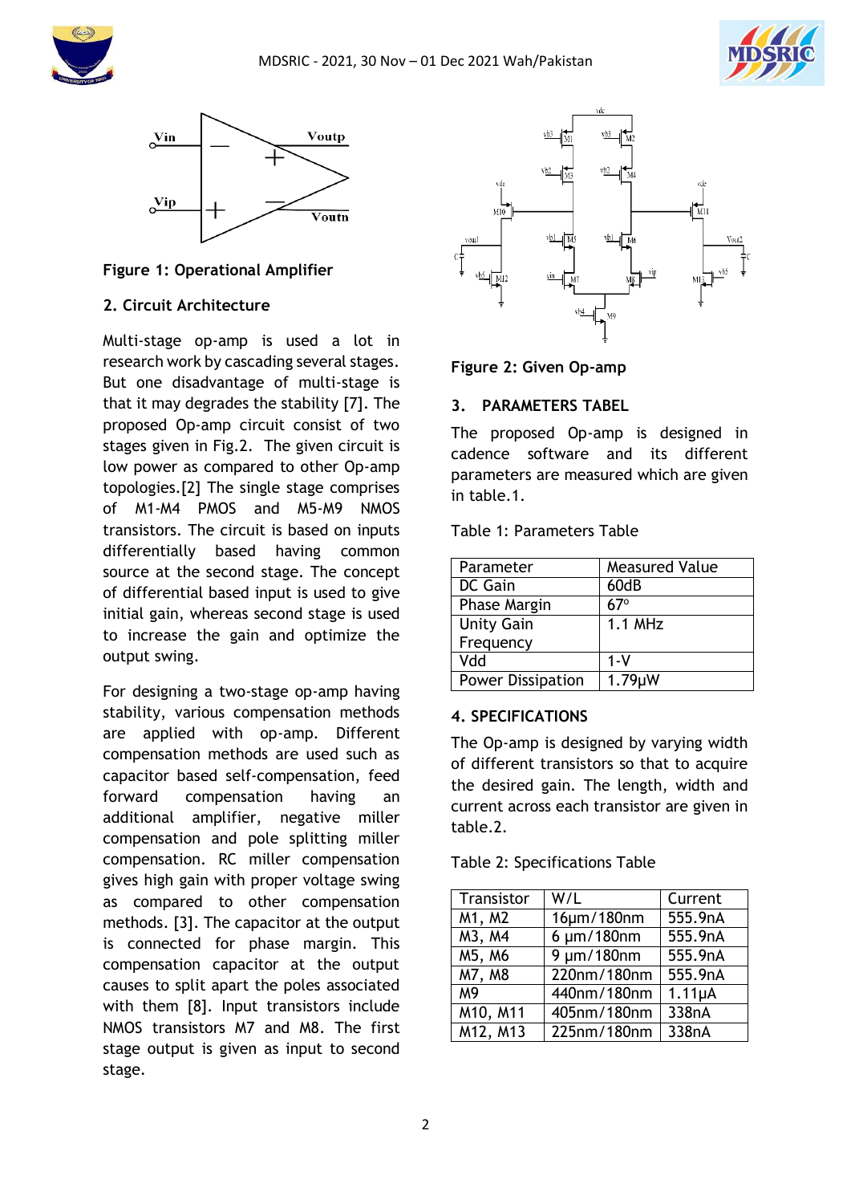Figure 1: Operational Amplifier

## 2. Circuit Architecture

Multi-stage op-amp is used a lot in research work by cascading several stages. But one disadvantage of multi-stage is that it may degrades the stability [7]. The proposed Op-amp circuit consist of two stages given in Fig.2. The given circuit is low power as compared to other Op-amp topologies.[2] The single stage comprises of M1-M4 PMOS and M5-M9 NMOS transistors. The circuit is based on inputs differentially based having common source at the second stage. The concept of differential based input is used to give initial gain, whereas second stage is used to increase the gain and optimize the output swing.

For designing a two-stage op-amp having stability, various compensation methods are applied with op-amp. Different compensation methods are used such as capacitor based self-compensation, feed forward compensation having an additional amplifier, negative miller compensation and pole splitting miller compensation. RC miller compensation gives high gain with proper voltage swing as compared to other compensation methods. [3]. The capacitor at the output is connected for phase margin. This compensation capacitor at the output causes to split apart the poles associated with them [8]. Input transistors include NMOS transistors M7 and M8. The first stage output is given as input to second stage.

Figure 2: Given Op-amp

## 3. PARAMETERS TABEL

The proposed Op-amp is designed in cadence software and its different parameters are measured which are given in table.1.

Table 1: Parameters Table

| Parameter | Measured Value |
|---|---|
| DC Gain | 60dB |
| Phase Margin | 67° |
| Unity Gain Frequency | 1.1 MHz |
| Vdd | 1-V |
| Power Dissipation | 1.79µW |

## 4. SPECIFICATIONS

The Op-amp is designed by varying width of different transistors so that to acquire the desired gain. The length, width and current across each transistor are given in table.2.

Table 2: Specifications Table

| Transistor | W/L | Current |
|---|---|---|
| M1, M2 | 16µm/180nm | 555.9nA |
| M3, M4 | 6 µm/180nm | 555.9nA |
| M5, M6 | 9 µm/180nm | 555.9nA |
| M7, M8 | 220nm/180nm | 555.9nA |
| M9 | 440nm/180nm | 1.11µA |
| M10, M11 | 405nm/180nm | 338nA |
| M12, M13 | 225nm/180nm | 338nA |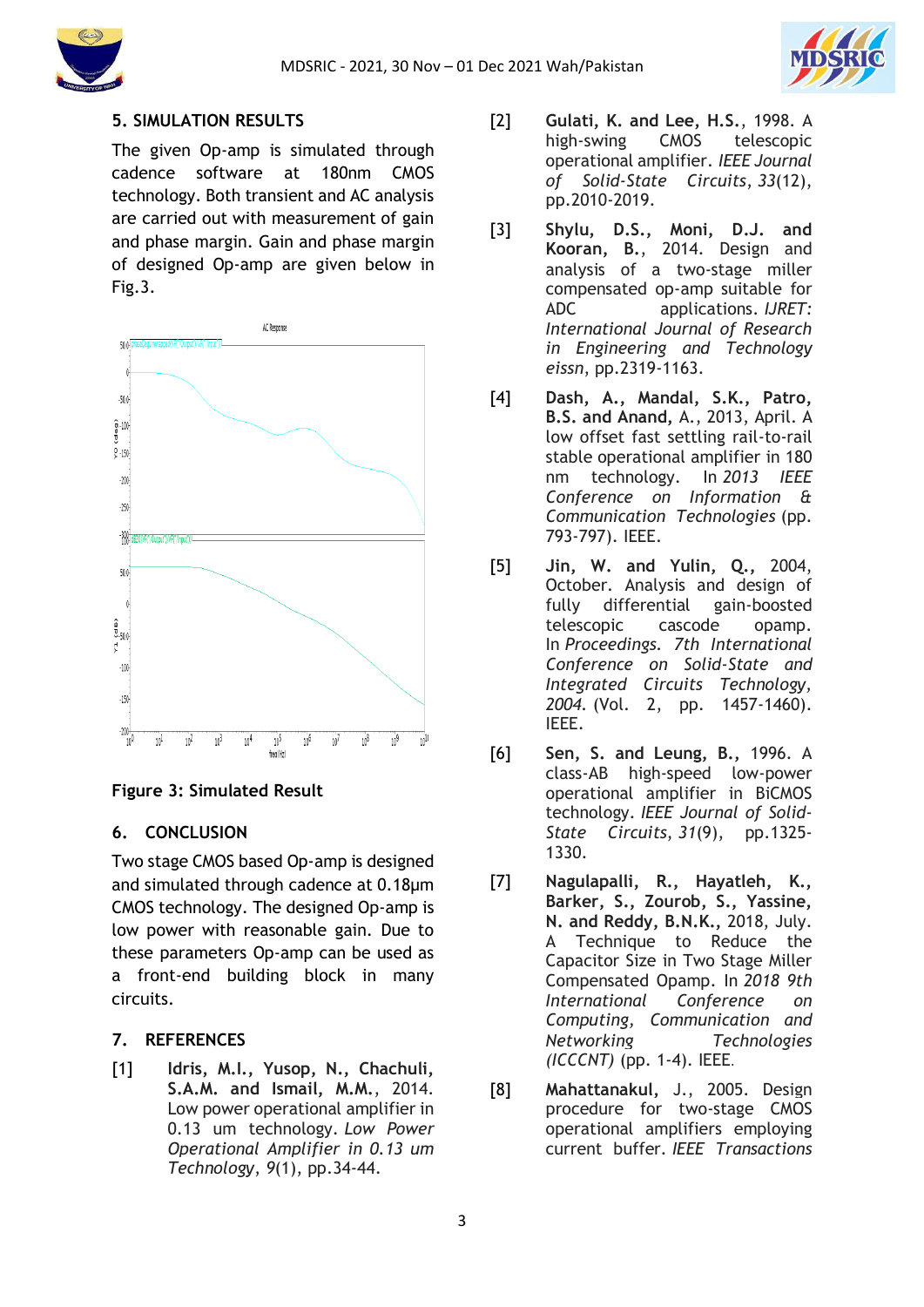## 5. SIMULATION RESULTS

The given Op-amp is simulated through cadence software at 180nm CMOS technology. Both transient and AC analysis are carried out with measurement of gain and phase margin. Gain and phase margin of designed Op-amp are given below in Fig.3.

Figure 3: Simulated Result

## 6. CONCLUSION

Two stage CMOS based Op-amp is designed and simulated through cadence at 0.18μm CMOS technology. The designed Op-amp is low power with reasonable gain. Due to these parameters Op-amp can be used as a front-end building block in many circuits.

## 7. REFERENCES

[1] **Idris, M.I., Yusop, N., Chachuli, S.A.M. and Ismail, M.M.**, 2014. Low power operational amplifier in 0.13 um technology. *Low Power Operational Amplifier in 0.13 um Technology*, *9*(1), pp.34-44.

[2] **Gulati, K. and Lee, H.S.**, 1998. A high-swing CMOS telescopic operational amplifier. *IEEE Journal of Solid-State Circuits*, *33*(12), pp.2010-2019.

[3] **Shylu, D.S., Moni, D.J. and Kooran, B.**, 2014. Design and analysis of a two-stage miller compensated op-amp suitable for ADC applications. *IJRET: International Journal of Research in Engineering and Technology eissn*, pp.2319-1163.

[4] **Dash, A., Mandal, S.K., Patro, B.S. and Anand,** A., 2013, April. A low offset fast settling rail-to-rail stable operational amplifier in 180 nm technology. In *2013 IEEE Conference on Information & Communication Technologies* (pp. 793-797). IEEE.

[5] **Jin, W. and Yulin, Q.,** 2004, October. Analysis and design of fully differential gain-boosted telescopic cascode opamp. In *Proceedings. 7th International Conference on Solid-State and Integrated Circuits Technology, 2004.* (Vol. 2, pp. 1457-1460). IEEE.

[6] **Sen, S. and Leung, B.,** 1996. A class-AB high-speed low-power operational amplifier in BiCMOS technology. *IEEE Journal of Solid-State Circuits*, *31*(9), pp.1325-1330.

[7] **Nagulapalli, R., Hayatleh, K., Barker, S., Zourob, S., Yassine, N. and Reddy, B.N.K.,** 2018, July. A Technique to Reduce the Capacitor Size in Two Stage Miller Compensated Opamp. In *2018 9th International Conference on Computing, Communication and Networking Technologies (ICCCNT)* (pp. 1-4). IEEE.

[8] **Mahattanakul,** J., 2005. Design procedure for two-stage CMOS operational amplifiers employing current buffer. *IEEE Transactions*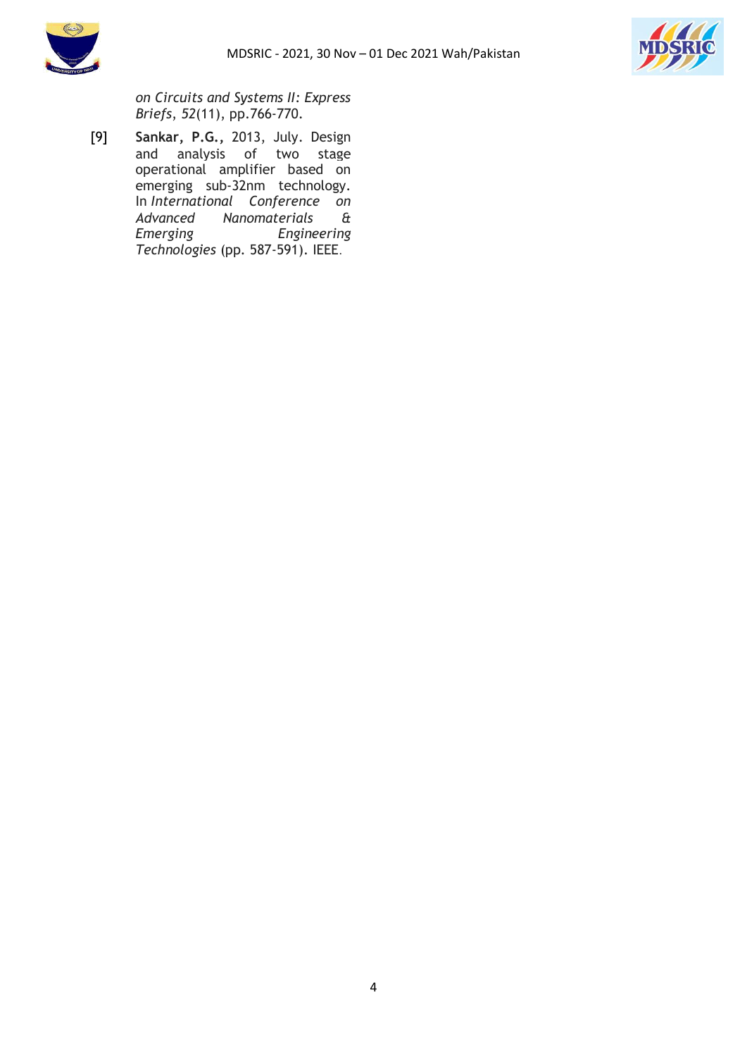*on Circuits and Systems II: Express Briefs*, *52*(11), pp.766-770.

[9] **Sankar, P.G.,** 2013, July. Design and analysis of two stage operational amplifier based on emerging sub-32nm technology. In *International Conference on Advanced Nanomaterials & Emerging Engineering Technologies* (pp. 587-591). IEEE.